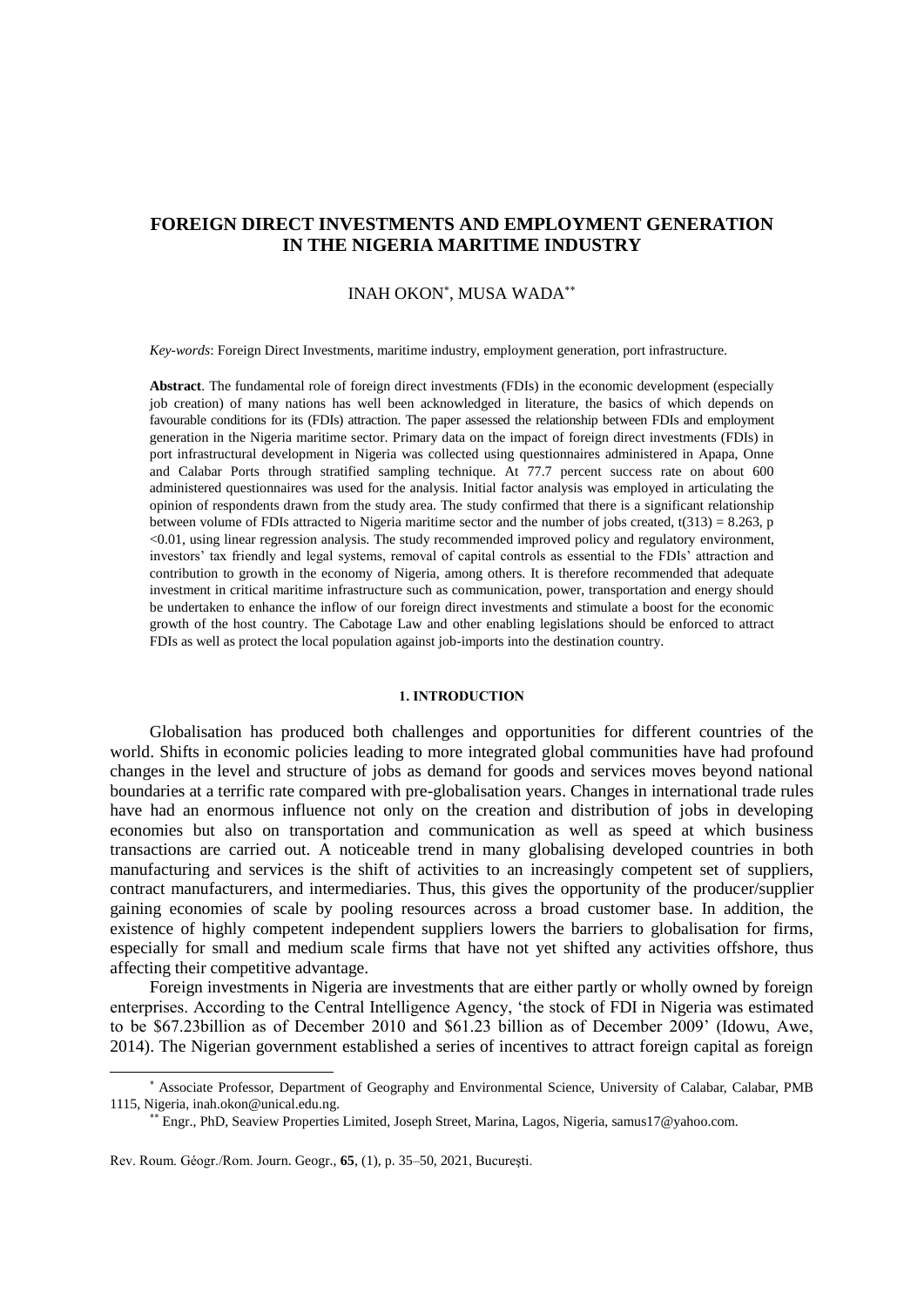# FOREIGN DIRECT INVESTMENTS AND EMPLOYMENT GENERATION IN THE NIGERIA MARITIME INDUSTRY

INAH OKON[*], MUSA WADA[**]

*Key-words*: Foreign Direct Investments, maritime industry, employment generation, port infrastructure.

**Abstract**. The fundamental role of foreign direct investments (FDIs) in the economic development (especially job creation) of many nations has well been acknowledged in literature, the basics of which depends on favourable conditions for its (FDIs) attraction. The paper assessed the relationship between FDIs and employment generation in the Nigeria maritime sector. Primary data on the impact of foreign direct investments (FDIs) in port infrastructural development in Nigeria was collected using questionnaires administered in Apapa, Onne and Calabar Ports through stratified sampling technique. At 77.7 percent success rate on about 600 administered questionnaires was used for the analysis. Initial factor analysis was employed in articulating the opinion of respondents drawn from the study area. The study confirmed that there is a significant relationship between volume of FDIs attracted to Nigeria maritime sector and the number of jobs created, $t(313) = 8.263$, $p < 0.01$, using linear regression analysis. The study recommended improved policy and regulatory environment, investors' tax friendly and legal systems, removal of capital controls as essential to the FDIs' attraction and contribution to growth in the economy of Nigeria, among others. It is therefore recommended that adequate investment in critical maritime infrastructure such as communication, power, transportation and energy should be undertaken to enhance the inflow of our foreign direct investments and stimulate a boost for the economic growth of the host country. The Cabotage Law and other enabling legislations should be enforced to attract FDIs as well as protect the local population against job-imports into the destination country.

## 1. INTRODUCTION

Globalisation has produced both challenges and opportunities for different countries of the world. Shifts in economic policies leading to more integrated global communities have had profound changes in the level and structure of jobs as demand for goods and services moves beyond national boundaries at a terrific rate compared with pre-globalisation years. Changes in international trade rules have had an enormous influence not only on the creation and distribution of jobs in developing economies but also on transportation and communication as well as speed at which business transactions are carried out. A noticeable trend in many globalising developed countries in both manufacturing and services is the shift of activities to an increasingly competent set of suppliers, contract manufacturers, and intermediaries. Thus, this gives the opportunity of the producer/supplier gaining economies of scale by pooling resources across a broad customer base. In addition, the existence of highly competent independent suppliers lowers the barriers to globalisation for firms, especially for small and medium scale firms that have not yet shifted any activities offshore, thus affecting their competitive advantage.

Foreign investments in Nigeria are investments that are either partly or wholly owned by foreign enterprises. According to the Central Intelligence Agency, 'the stock of FDI in Nigeria was estimated to be \$67.23billion as of December 2010 and \$61.23 billion as of December 2009' (Idowu, Awe, 2014). The Nigerian government established a series of incentives to attract foreign capital as foreign

[*] Associate Professor, Department of Geography and Environmental Science, University of Calabar, Calabar, PMB 1115, Nigeria, inah.okon@unical.edu.ng.

[**] Engr., PhD, Seaview Properties Limited, Joseph Street, Marina, Lagos, Nigeria, samus17@yahoo.com.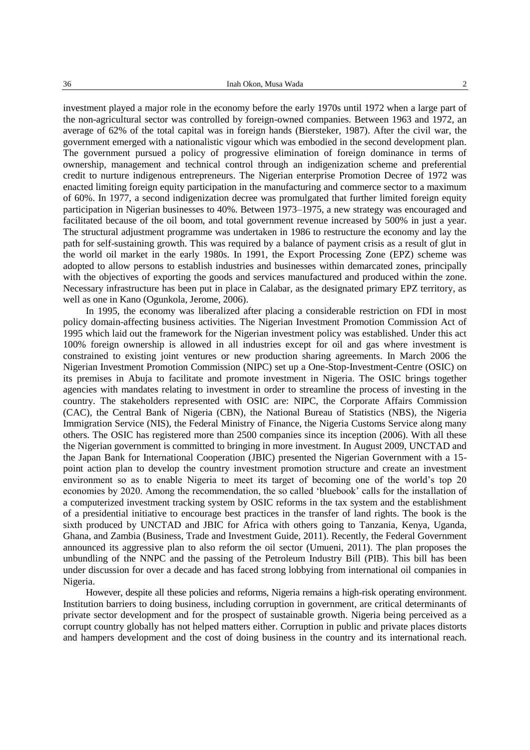investment played a major role in the economy before the early 1970s until 1972 when a large part of the non-agricultural sector was controlled by foreign-owned companies. Between 1963 and 1972, an average of 62% of the total capital was in foreign hands (Biersteker, 1987). After the civil war, the government emerged with a nationalistic vigour which was embodied in the second development plan. The government pursued a policy of progressive elimination of foreign dominance in terms of ownership, management and technical control through an indigenization scheme and preferential credit to nurture indigenous entrepreneurs. The Nigerian enterprise Promotion Decree of 1972 was enacted limiting foreign equity participation in the manufacturing and commerce sector to a maximum of 60%. In 1977, a second indigenization decree was promulgated that further limited foreign equity participation in Nigerian businesses to 40%. Between 1973–1975, a new strategy was encouraged and facilitated because of the oil boom, and total government revenue increased by 500% in just a year. The structural adjustment programme was undertaken in 1986 to restructure the economy and lay the path for self-sustaining growth. This was required by a balance of payment crisis as a result of glut in the world oil market in the early 1980s. In 1991, the Export Processing Zone (EPZ) scheme was adopted to allow persons to establish industries and businesses within demarcated zones, principally with the objectives of exporting the goods and services manufactured and produced within the zone. Necessary infrastructure has been put in place in Calabar, as the designated primary EPZ territory, as well as one in Kano (Ogunkola, Jerome, 2006).

In 1995, the economy was liberalized after placing a considerable restriction on FDI in most policy domain-affecting business activities. The Nigerian Investment Promotion Commission Act of 1995 which laid out the framework for the Nigerian investment policy was established. Under this act 100% foreign ownership is allowed in all industries except for oil and gas where investment is constrained to existing joint ventures or new production sharing agreements. In March 2006 the Nigerian Investment Promotion Commission (NIPC) set up a One-Stop-Investment-Centre (OSIC) on its premises in Abuja to facilitate and promote investment in Nigeria. The OSIC brings together agencies with mandates relating to investment in order to streamline the process of investing in the country. The stakeholders represented with OSIC are: NIPC, the Corporate Affairs Commission (CAC), the Central Bank of Nigeria (CBN), the National Bureau of Statistics (NBS), the Nigeria Immigration Service (NIS), the Federal Ministry of Finance, the Nigeria Customs Service along many others. The OSIC has registered more than 2500 companies since its inception (2006). With all these the Nigerian government is committed to bringing in more investment. In August 2009, UNCTAD and the Japan Bank for International Cooperation (JBIC) presented the Nigerian Government with a 15-point action plan to develop the country investment promotion structure and create an investment environment so as to enable Nigeria to meet its target of becoming one of the world's top 20 economies by 2020. Among the recommendation, the so called 'bluebook' calls for the installation of a computerized investment tracking system by OSIC reforms in the tax system and the establishment of a presidential initiative to encourage best practices in the transfer of land rights. The book is the sixth produced by UNCTAD and JBIC for Africa with others going to Tanzania, Kenya, Uganda, Ghana, and Zambia (Business, Trade and Investment Guide, 2011). Recently, the Federal Government announced its aggressive plan to also reform the oil sector (Umueni, 2011). The plan proposes the unbundling of the NNPC and the passing of the Petroleum Industry Bill (PIB). This bill has been under discussion for over a decade and has faced strong lobbying from international oil companies in Nigeria.

However, despite all these policies and reforms, Nigeria remains a high-risk operating environment. Institution barriers to doing business, including corruption in government, are critical determinants of private sector development and for the prospect of sustainable growth. Nigeria being perceived as a corrupt country globally has not helped matters either. Corruption in public and private places distorts and hampers development and the cost of doing business in the country and its international reach.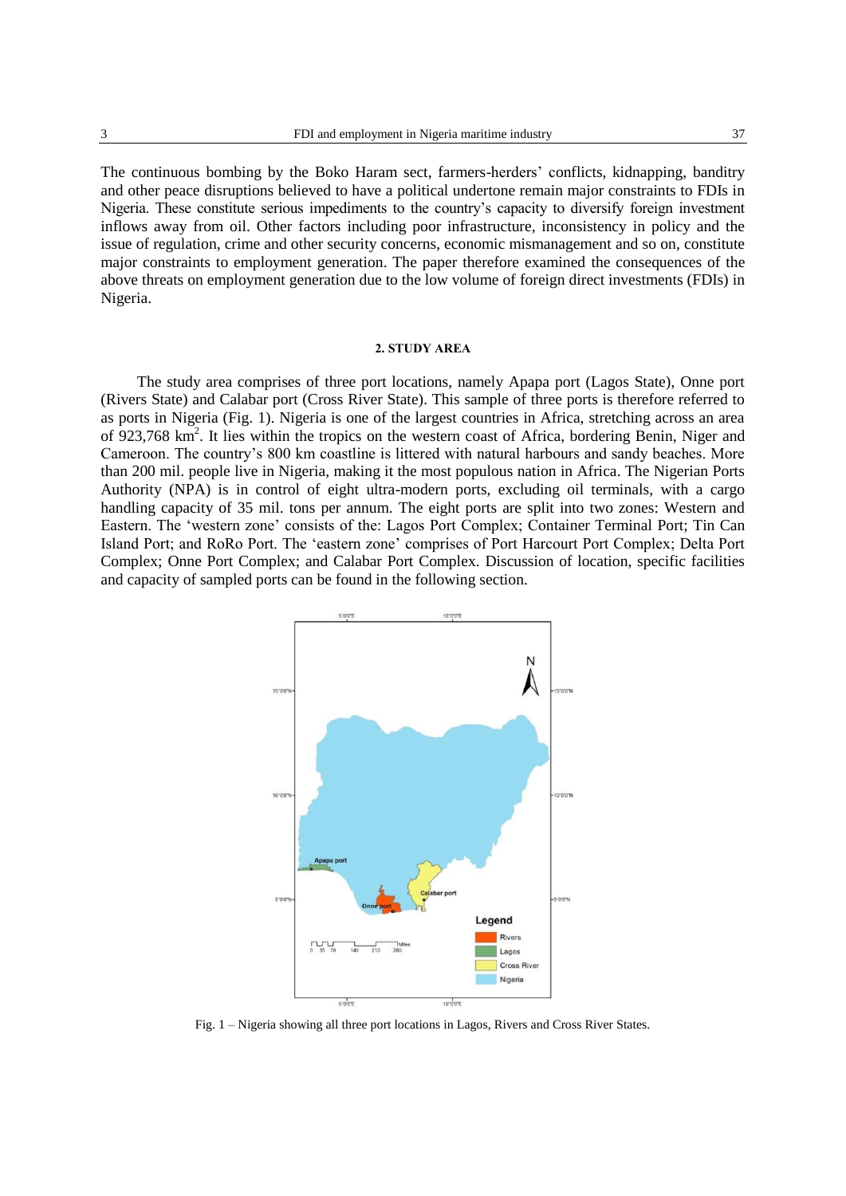The continuous bombing by the Boko Haram sect, farmers-herders' conflicts, kidnapping, banditry and other peace disruptions believed to have a political undertone remain major constraints to FDIs in Nigeria. These constitute serious impediments to the country's capacity to diversify foreign investment inflows away from oil. Other factors including poor infrastructure, inconsistency in policy and the issue of regulation, crime and other security concerns, economic mismanagement and so on, constitute major constraints to employment generation. The paper therefore examined the consequences of the above threats on employment generation due to the low volume of foreign direct investments (FDIs) in Nigeria.

## 2. STUDY AREA

The study area comprises of three port locations, namely Apapa port (Lagos State), Onne port (Rivers State) and Calabar port (Cross River State). This sample of three ports is therefore referred to as ports in Nigeria (Fig. 1). Nigeria is one of the largest countries in Africa, stretching across an area of 923,768 km$^2$. It lies within the tropics on the western coast of Africa, bordering Benin, Niger and Cameroon. The country's 800 km coastline is littered with natural harbours and sandy beaches. More than 200 mil. people live in Nigeria, making it the most populous nation in Africa. The Nigerian Ports Authority (NPA) is in control of eight ultra-modern ports, excluding oil terminals, with a cargo handling capacity of 35 mil. tons per annum. The eight ports are split into two zones: Western and Eastern. The 'western zone' consists of the: Lagos Port Complex; Container Terminal Port; Tin Can Island Port; and RoRo Port. The 'eastern zone' comprises of Port Harcourt Port Complex; Delta Port Complex; Onne Port Complex; and Calabar Port Complex. Discussion of location, specific facilities and capacity of sampled ports can be found in the following section.

Fig. 1 – Nigeria showing all three port locations in Lagos, Rivers and Cross River States.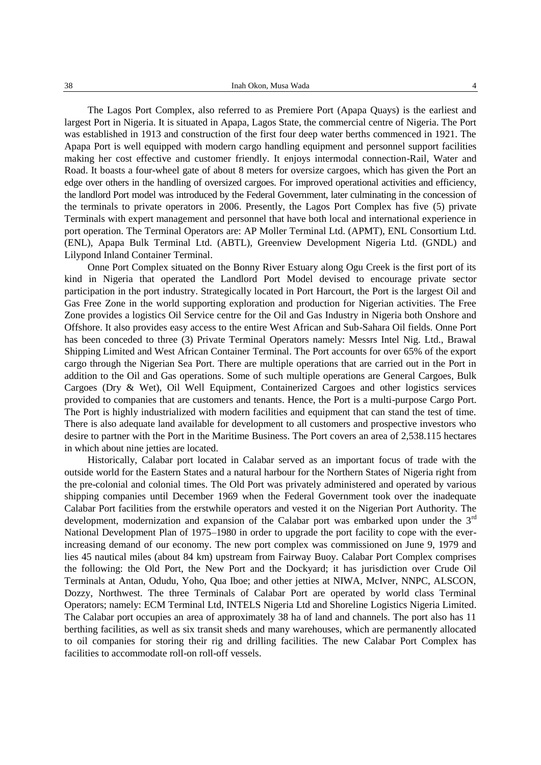The Lagos Port Complex, also referred to as Premiere Port (Apapa Quays) is the earliest and largest Port in Nigeria. It is situated in Apapa, Lagos State, the commercial centre of Nigeria. The Port was established in 1913 and construction of the first four deep water berths commenced in 1921. The Apapa Port is well equipped with modern cargo handling equipment and personnel support facilities making her cost effective and customer friendly. It enjoys intermodal connection-Rail, Water and Road. It boasts a four-wheel gate of about 8 meters for oversize cargoes, which has given the Port an edge over others in the handling of oversized cargoes. For improved operational activities and efficiency, the landlord Port model was introduced by the Federal Government, later culminating in the concession of the terminals to private operators in 2006. Presently, the Lagos Port Complex has five (5) private Terminals with expert management and personnel that have both local and international experience in port operation. The Terminal Operators are: AP Moller Terminal Ltd. (APMT), ENL Consortium Ltd. (ENL), Apapa Bulk Terminal Ltd. (ABTL), Greenview Development Nigeria Ltd. (GNDL) and Lilypond Inland Container Terminal.

Onne Port Complex situated on the Bonny River Estuary along Ogu Creek is the first port of its kind in Nigeria that operated the Landlord Port Model devised to encourage private sector participation in the port industry. Strategically located in Port Harcourt, the Port is the largest Oil and Gas Free Zone in the world supporting exploration and production for Nigerian activities. The Free Zone provides a logistics Oil Service centre for the Oil and Gas Industry in Nigeria both Onshore and Offshore. It also provides easy access to the entire West African and Sub-Sahara Oil fields. Onne Port has been conceded to three (3) Private Terminal Operators namely: Messrs Intel Nig. Ltd., Brawal Shipping Limited and West African Container Terminal. The Port accounts for over 65% of the export cargo through the Nigerian Sea Port. There are multiple operations that are carried out in the Port in addition to the Oil and Gas operations. Some of such multiple operations are General Cargoes, Bulk Cargoes (Dry & Wet), Oil Well Equipment, Containerized Cargoes and other logistics services provided to companies that are customers and tenants. Hence, the Port is a multi-purpose Cargo Port. The Port is highly industrialized with modern facilities and equipment that can stand the test of time. There is also adequate land available for development to all customers and prospective investors who desire to partner with the Port in the Maritime Business. The Port covers an area of 2,538.115 hectares in which about nine jetties are located.

Historically, Calabar port located in Calabar served as an important focus of trade with the outside world for the Eastern States and a natural harbour for the Northern States of Nigeria right from the pre-colonial and colonial times. The Old Port was privately administered and operated by various shipping companies until December 1969 when the Federal Government took over the inadequate Calabar Port facilities from the erstwhile operators and vested it on the Nigerian Port Authority. The development, modernization and expansion of the Calabar port was embarked upon under the 3rd National Development Plan of 1975–1980 in order to upgrade the port facility to cope with the ever-increasing demand of our economy. The new port complex was commissioned on June 9, 1979 and lies 45 nautical miles (about 84 km) upstream from Fairway Buoy. Calabar Port Complex comprises the following: the Old Port, the New Port and the Dockyard; it has jurisdiction over Crude Oil Terminals at Antan, Odudu, Yoho, Qua Iboe; and other jetties at NIWA, McIver, NNPC, ALSCON, Dozzy, Northwest. The three Terminals of Calabar Port are operated by world class Terminal Operators; namely: ECM Terminal Ltd, INTELS Nigeria Ltd and Shoreline Logistics Nigeria Limited. The Calabar port occupies an area of approximately 38 ha of land and channels. The port also has 11 berthing facilities, as well as six transit sheds and many warehouses, which are permanently allocated to oil companies for storing their rig and drilling facilities. The new Calabar Port Complex has facilities to accommodate roll-on roll-off vessels.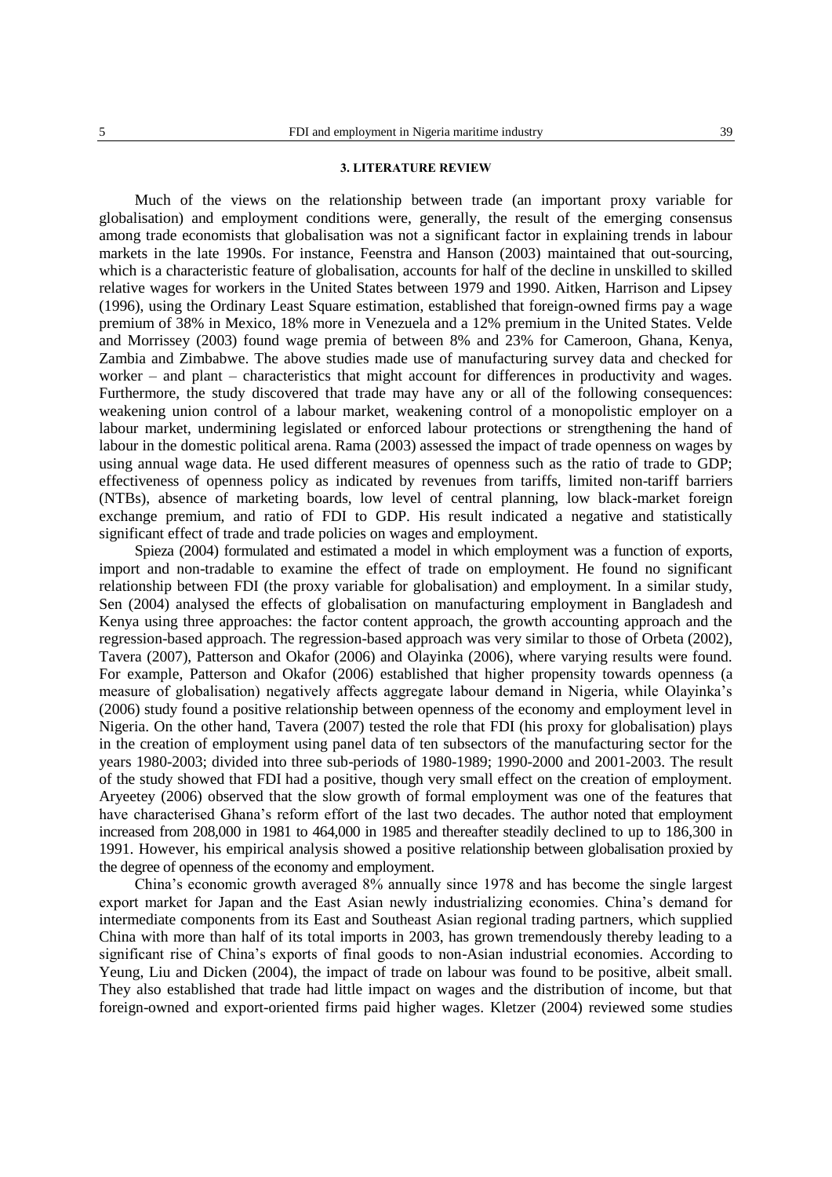### 3. LITERATURE REVIEW

Much of the views on the relationship between trade (an important proxy variable for globalisation) and employment conditions were, generally, the result of the emerging consensus among trade economists that globalisation was not a significant factor in explaining trends in labour markets in the late 1990s. For instance, Feenstra and Hanson (2003) maintained that out-sourcing, which is a characteristic feature of globalisation, accounts for half of the decline in unskilled to skilled relative wages for workers in the United States between 1979 and 1990. Aitken, Harrison and Lipsey (1996), using the Ordinary Least Square estimation, established that foreign-owned firms pay a wage premium of 38% in Mexico, 18% more in Venezuela and a 12% premium in the United States. Velde and Morrissey (2003) found wage premia of between 8% and 23% for Cameroon, Ghana, Kenya, Zambia and Zimbabwe. The above studies made use of manufacturing survey data and checked for worker – and plant – characteristics that might account for differences in productivity and wages. Furthermore, the study discovered that trade may have any or all of the following consequences: weakening union control of a labour market, weakening control of a monopolistic employer on a labour market, undermining legislated or enforced labour protections or strengthening the hand of labour in the domestic political arena. Rama (2003) assessed the impact of trade openness on wages by using annual wage data. He used different measures of openness such as the ratio of trade to GDP; effectiveness of openness policy as indicated by revenues from tariffs, limited non-tariff barriers (NTBs), absence of marketing boards, low level of central planning, low black-market foreign exchange premium, and ratio of FDI to GDP. His result indicated a negative and statistically significant effect of trade and trade policies on wages and employment.

Spieza (2004) formulated and estimated a model in which employment was a function of exports, import and non-tradable to examine the effect of trade on employment. He found no significant relationship between FDI (the proxy variable for globalisation) and employment. In a similar study, Sen (2004) analysed the effects of globalisation on manufacturing employment in Bangladesh and Kenya using three approaches: the factor content approach, the growth accounting approach and the regression-based approach. The regression-based approach was very similar to those of Orbeta (2002), Tavera (2007), Patterson and Okafor (2006) and Olayinka (2006), where varying results were found. For example, Patterson and Okafor (2006) established that higher propensity towards openness (a measure of globalisation) negatively affects aggregate labour demand in Nigeria, while Olayinka's (2006) study found a positive relationship between openness of the economy and employment level in Nigeria. On the other hand, Tavera (2007) tested the role that FDI (his proxy for globalisation) plays in the creation of employment using panel data of ten subsectors of the manufacturing sector for the years 1980-2003; divided into three sub-periods of 1980-1989; 1990-2000 and 2001-2003. The result of the study showed that FDI had a positive, though very small effect on the creation of employment. Aryeetey (2006) observed that the slow growth of formal employment was one of the features that have characterised Ghana's reform effort of the last two decades. The author noted that employment increased from 208,000 in 1981 to 464,000 in 1985 and thereafter steadily declined to up to 186,300 in 1991. However, his empirical analysis showed a positive relationship between globalisation proxied by the degree of openness of the economy and employment.

China's economic growth averaged 8% annually since 1978 and has become the single largest export market for Japan and the East Asian newly industrializing economies. China's demand for intermediate components from its East and Southeast Asian regional trading partners, which supplied China with more than half of its total imports in 2003, has grown tremendously thereby leading to a significant rise of China's exports of final goods to non-Asian industrial economies. According to Yeung, Liu and Dicken (2004), the impact of trade on labour was found to be positive, albeit small. They also established that trade had little impact on wages and the distribution of income, but that foreign-owned and export-oriented firms paid higher wages. Kletzer (2004) reviewed some studies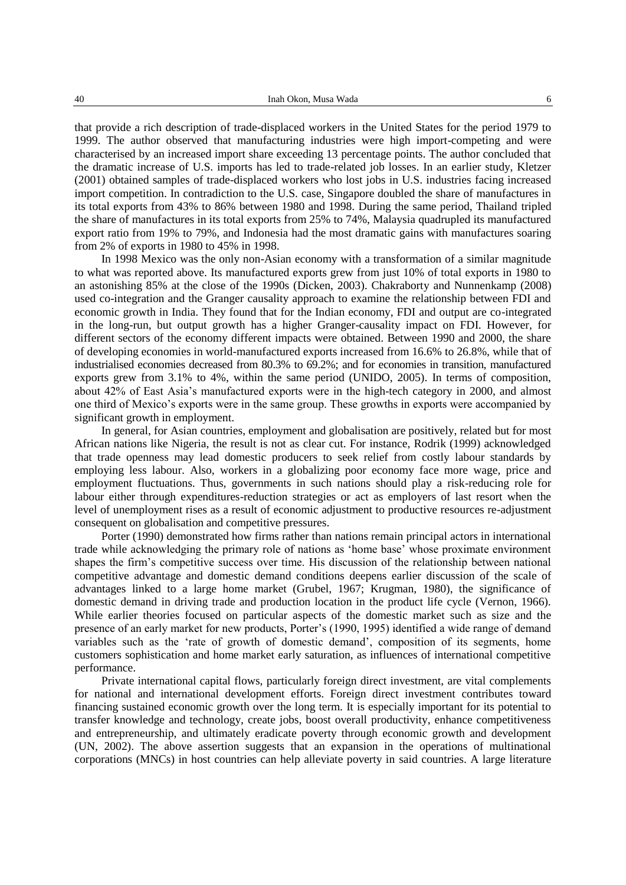that provide a rich description of trade-displaced workers in the United States for the period 1979 to 1999. The author observed that manufacturing industries were high import-competing and were characterised by an increased import share exceeding 13 percentage points. The author concluded that the dramatic increase of U.S. imports has led to trade-related job losses. In an earlier study, Kletzer (2001) obtained samples of trade-displaced workers who lost jobs in U.S. industries facing increased import competition. In contradiction to the U.S. case, Singapore doubled the share of manufactures in its total exports from 43% to 86% between 1980 and 1998. During the same period, Thailand tripled the share of manufactures in its total exports from 25% to 74%, Malaysia quadrupled its manufactured export ratio from 19% to 79%, and Indonesia had the most dramatic gains with manufactures soaring from 2% of exports in 1980 to 45% in 1998.

In 1998 Mexico was the only non-Asian economy with a transformation of a similar magnitude to what was reported above. Its manufactured exports grew from just 10% of total exports in 1980 to an astonishing 85% at the close of the 1990s (Dicken, 2003). Chakraborty and Nunnenkamp (2008) used co-integration and the Granger causality approach to examine the relationship between FDI and economic growth in India. They found that for the Indian economy, FDI and output are co-integrated in the long-run, but output growth has a higher Granger-causality impact on FDI. However, for different sectors of the economy different impacts were obtained. Between 1990 and 2000, the share of developing economies in world-manufactured exports increased from 16.6% to 26.8%, while that of industrialised economies decreased from 80.3% to 69.2%; and for economies in transition, manufactured exports grew from 3.1% to 4%, within the same period (UNIDO, 2005). In terms of composition, about 42% of East Asia's manufactured exports were in the high-tech category in 2000, and almost one third of Mexico's exports were in the same group. These growths in exports were accompanied by significant growth in employment.

In general, for Asian countries, employment and globalisation are positively, related but for most African nations like Nigeria, the result is not as clear cut. For instance, Rodrik (1999) acknowledged that trade openness may lead domestic producers to seek relief from costly labour standards by employing less labour. Also, workers in a globalizing poor economy face more wage, price and employment fluctuations. Thus, governments in such nations should play a risk-reducing role for labour either through expenditures-reduction strategies or act as employers of last resort when the level of unemployment rises as a result of economic adjustment to productive resources re-adjustment consequent on globalisation and competitive pressures.

Porter (1990) demonstrated how firms rather than nations remain principal actors in international trade while acknowledging the primary role of nations as 'home base' whose proximate environment shapes the firm's competitive success over time. His discussion of the relationship between national competitive advantage and domestic demand conditions deepens earlier discussion of the scale of advantages linked to a large home market (Grubel, 1967; Krugman, 1980), the significance of domestic demand in driving trade and production location in the product life cycle (Vernon, 1966). While earlier theories focused on particular aspects of the domestic market such as size and the presence of an early market for new products, Porter's (1990, 1995) identified a wide range of demand variables such as the 'rate of growth of domestic demand', composition of its segments, home customers sophistication and home market early saturation, as influences of international competitive performance.

Private international capital flows, particularly foreign direct investment, are vital complements for national and international development efforts. Foreign direct investment contributes toward financing sustained economic growth over the long term. It is especially important for its potential to transfer knowledge and technology, create jobs, boost overall productivity, enhance competitiveness and entrepreneurship, and ultimately eradicate poverty through economic growth and development (UN, 2002). The above assertion suggests that an expansion in the operations of multinational corporations (MNCs) in host countries can help alleviate poverty in said countries. A large literature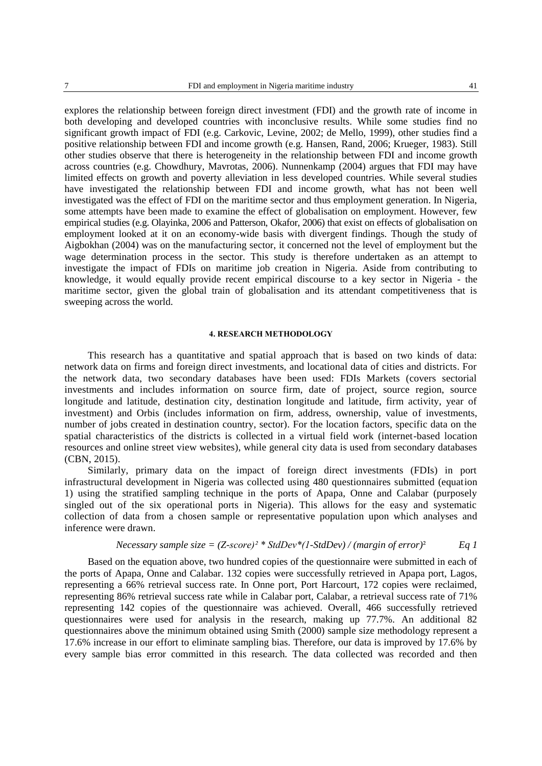explores the relationship between foreign direct investment (FDI) and the growth rate of income in both developing and developed countries with inconclusive results. While some studies find no significant growth impact of FDI (e.g. Carkovic, Levine, 2002; de Mello, 1999), other studies find a positive relationship between FDI and income growth (e.g. Hansen, Rand, 2006; Krueger, 1983). Still other studies observe that there is heterogeneity in the relationship between FDI and income growth across countries (e.g. Chowdhury, Mavrotas, 2006). Nunnenkamp (2004) argues that FDI may have limited effects on growth and poverty alleviation in less developed countries. While several studies have investigated the relationship between FDI and income growth, what has not been well investigated was the effect of FDI on the maritime sector and thus employment generation. In Nigeria, some attempts have been made to examine the effect of globalisation on employment. However, few empirical studies (e.g. Olayinka, 2006 and Patterson, Okafor, 2006) that exist on effects of globalisation on employment looked at it on an economy-wide basis with divergent findings. Though the study of Aigbokhan (2004) was on the manufacturing sector, it concerned not the level of employment but the wage determination process in the sector. This study is therefore undertaken as an attempt to investigate the impact of FDIs on maritime job creation in Nigeria. Aside from contributing to knowledge, it would equally provide recent empirical discourse to a key sector in Nigeria - the maritime sector, given the global train of globalisation and its attendant competitiveness that is sweeping across the world.

## 4. RESEARCH METHODOLOGY

This research has a quantitative and spatial approach that is based on two kinds of data: network data on firms and foreign direct investments, and locational data of cities and districts. For the network data, two secondary databases have been used: FDIs Markets (covers sectorial investments and includes information on source firm, date of project, source region, source longitude and latitude, destination city, destination longitude and latitude, firm activity, year of investment) and Orbis (includes information on firm, address, ownership, value of investments, number of jobs created in destination country, sector). For the location factors, specific data on the spatial characteristics of the districts is collected in a virtual field work (internet-based location resources and online street view websites), while general city data is used from secondary databases (CBN, 2015).

Similarly, primary data on the impact of foreign direct investments (FDIs) in port infrastructural development in Nigeria was collected using 480 questionnaires submitted (equation 1) using the stratified sampling technique in the ports of Apapa, Onne and Calabar (purposely singled out of the six operational ports in Nigeria). This allows for the easy and systematic collection of data from a chosen sample or representative population upon which analyses and inference were drawn.

$$\text{Necessary sample size} = (\text{Z-score})^2 * \text{StdDev} * (1-\text{StdDev}) / (\text{margin of error})^2 \qquad \text{Eq 1}$$

Based on the equation above, two hundred copies of the questionnaire were submitted in each of the ports of Apapa, Onne and Calabar. 132 copies were successfully retrieved in Apapa port, Lagos, representing a 66% retrieval success rate. In Onne port, Port Harcourt, 172 copies were reclaimed, representing 86% retrieval success rate while in Calabar port, Calabar, a retrieval success rate of 71% representing 142 copies of the questionnaire was achieved. Overall, 466 successfully retrieved questionnaires were used for analysis in the research, making up 77.7%. An additional 82 questionnaires above the minimum obtained using Smith (2000) sample size methodology represent a 17.6% increase in our effort to eliminate sampling bias. Therefore, our data is improved by 17.6% by every sample bias error committed in this research. The data collected was recorded and then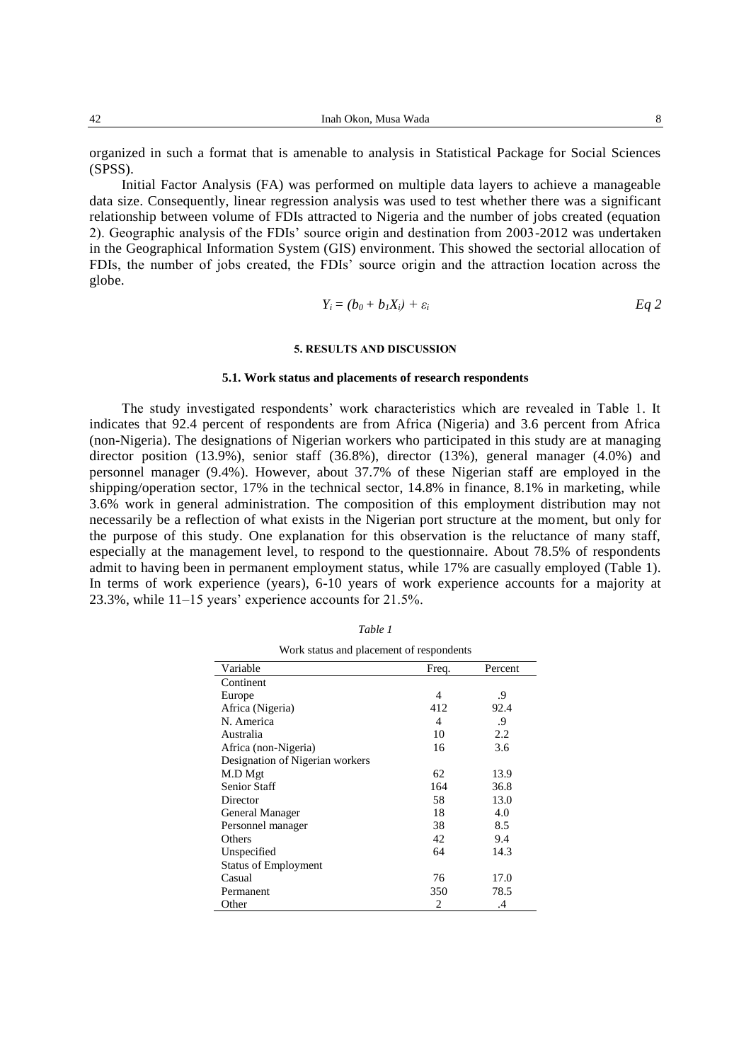organized in such a format that is amenable to analysis in Statistical Package for Social Sciences (SPSS).

Initial Factor Analysis (FA) was performed on multiple data layers to achieve a manageable data size. Consequently, linear regression analysis was used to test whether there was a significant relationship between volume of FDIs attracted to Nigeria and the number of jobs created (equation 2). Geographic analysis of the FDIs' source origin and destination from 2003-2012 was undertaken in the Geographical Information System (GIS) environment. This showed the sectorial allocation of FDIs, the number of jobs created, the FDIs' source origin and the attraction location across the globe.

$$Y_i = (b_0 + b_1X_i) + \varepsilon_i \qquad Eq\ 2$$

## 5. RESULTS AND DISCUSSION

### 5.1. Work status and placements of research respondents

The study investigated respondents' work characteristics which are revealed in Table 1. It indicates that 92.4 percent of respondents are from Africa (Nigeria) and 3.6 percent from Africa (non-Nigeria). The designations of Nigerian workers who participated in this study are at managing director position (13.9%), senior staff (36.8%), director (13%), general manager (4.0%) and personnel manager (9.4%). However, about 37.7% of these Nigerian staff are employed in the shipping/operation sector, 17% in the technical sector, 14.8% in finance, 8.1% in marketing, while 3.6% work in general administration. The composition of this employment distribution may not necessarily be a reflection of what exists in the Nigerian port structure at the moment, but only for the purpose of this study. One explanation for this observation is the reluctance of many staff, especially at the management level, to respond to the questionnaire. About 78.5% of respondents admit to having been in permanent employment status, while 17% are casually employed (Table 1). In terms of work experience (years), 6-10 years of work experience accounts for a majority at 23.3%, while 11–15 years' experience accounts for 21.5%.

*Table 1*

Work status and placement of respondents

| Variable | Freq. | Percent |
|---|---|---|
| Continent | | |
| Europe | 4 | .9 |
| Africa (Nigeria) | 412 | 92.4 |
| N. America | 4 | .9 |
| Australia | 10 | 2.2 |
| Africa (non-Nigeria) | 16 | 3.6 |
| Designation of Nigerian workers | | |
| M.D Mgt | 62 | 13.9 |
| Senior Staff | 164 | 36.8 |
| Director | 58 | 13.0 |
| General Manager | 18 | 4.0 |
| Personnel manager | 38 | 8.5 |
| Others | 42 | 9.4 |
| Unspecified | 64 | 14.3 |
| Status of Employment | | |
| Casual | 76 | 17.0 |
| Permanent | 350 | 78.5 |
| Other | 2 | .4 |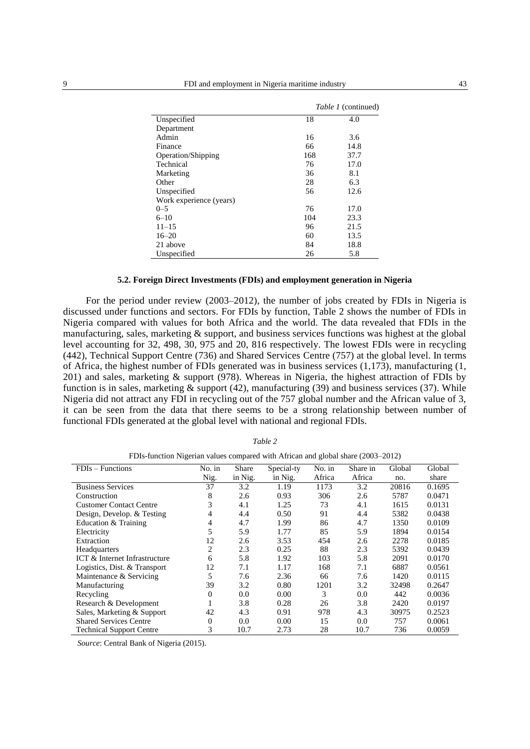*Table 1* (continued)

| | | |
|---|---|---|
| Unspecified | 18 | 4.0 |
| Department | | |
| Admin | 16 | 3.6 |
| Finance | 66 | 14.8 |
| Operation/Shipping | 168 | 37.7 |
| Technical | 76 | 17.0 |
| Marketing | 36 | 8.1 |
| Other | 28 | 6.3 |
| Unspecified | 56 | 12.6 |
| Work experience (years) | | |
| 0–5 | 76 | 17.0 |
| 6–10 | 104 | 23.3 |
| 11–15 | 96 | 21.5 |
| 16–20 | 60 | 13.5 |
| 21 above | 84 | 18.8 |
| Unspecified | 26 | 5.8 |

### 5.2. Foreign Direct Investments (FDIs) and employment generation in Nigeria

For the period under review (2003–2012), the number of jobs created by FDIs in Nigeria is discussed under functions and sectors. For FDIs by function, Table 2 shows the number of FDIs in Nigeria compared with values for both Africa and the world. The data revealed that FDIs in the manufacturing, sales, marketing & support, and business services functions was highest at the global level accounting for 32, 498, 30, 975 and 20, 816 respectively. The lowest FDIs were in recycling (442), Technical Support Centre (736) and Shared Services Centre (757) at the global level. In terms of Africa, the highest number of FDIs generated was in business services (1,173), manufacturing (1, 201) and sales, marketing & support (978). Whereas in Nigeria, the highest attraction of FDIs by function is in sales, marketing & support (42), manufacturing (39) and business services (37). While Nigeria did not attract any FDI in recycling out of the 757 global number and the African value of 3, it can be seen from the data that there seems to be a strong relationship between number of functional FDIs generated at the global level with national and regional FDIs.

*Table 2*

FDIs-function Nigerian values compared with African and global share (2003–2012)

| FDIs – Functions | No. in Nig. | Share in Nig. | Special-ty in Nig. | No. in Africa | Share in Africa | Global no. | Global share |
|---|---|---|---|---|---|---|---|
| Business Services | 37 | 3.2 | 1.19 | 1173 | 3.2 | 20816 | 0.1695 |
| Construction | 8 | 2.6 | 0.93 | 306 | 2.6 | 5787 | 0.0471 |
| Customer Contact Centre | 3 | 4.1 | 1.25 | 73 | 4.1 | 1615 | 0.0131 |
| Design, Develop. & Testing | 4 | 4.4 | 0.50 | 91 | 4.4 | 5382 | 0.0438 |
| Education & Training | 4 | 4.7 | 1.99 | 86 | 4.7 | 1350 | 0.0109 |
| Electricity | 5 | 5.9 | 1.77 | 85 | 5.9 | 1894 | 0.0154 |
| Extraction | 12 | 2.6 | 3.53 | 454 | 2.6 | 2278 | 0.0185 |
| Headquarters | 2 | 2.3 | 0.25 | 88 | 2.3 | 5392 | 0.0439 |
| ICT & Internet Infrastructure | 6 | 5.8 | 1.92 | 103 | 5.8 | 2091 | 0.0170 |
| Logistics, Dist. & Transport | 12 | 7.1 | 1.17 | 168 | 7.1 | 6887 | 0.0561 |
| Maintenance & Servicing | 5 | 7.6 | 2.36 | 66 | 7.6 | 1420 | 0.0115 |
| Manufacturing | 39 | 3.2 | 0.80 | 1201 | 3.2 | 32498 | 0.2647 |
| Recycling | 0 | 0.0 | 0.00 | 3 | 0.0 | 442 | 0.0036 |
| Research & Development | 1 | 3.8 | 0.28 | 26 | 3.8 | 2420 | 0.0197 |
| Sales, Marketing & Support | 42 | 4.3 | 0.91 | 978 | 4.3 | 30975 | 0.2523 |
| Shared Services Centre | 0 | 0.0 | 0.00 | 15 | 0.0 | 757 | 0.0061 |
| Technical Support Centre | 3 | 10.7 | 2.73 | 28 | 10.7 | 736 | 0.0059 |

*Source*: Central Bank of Nigeria (2015).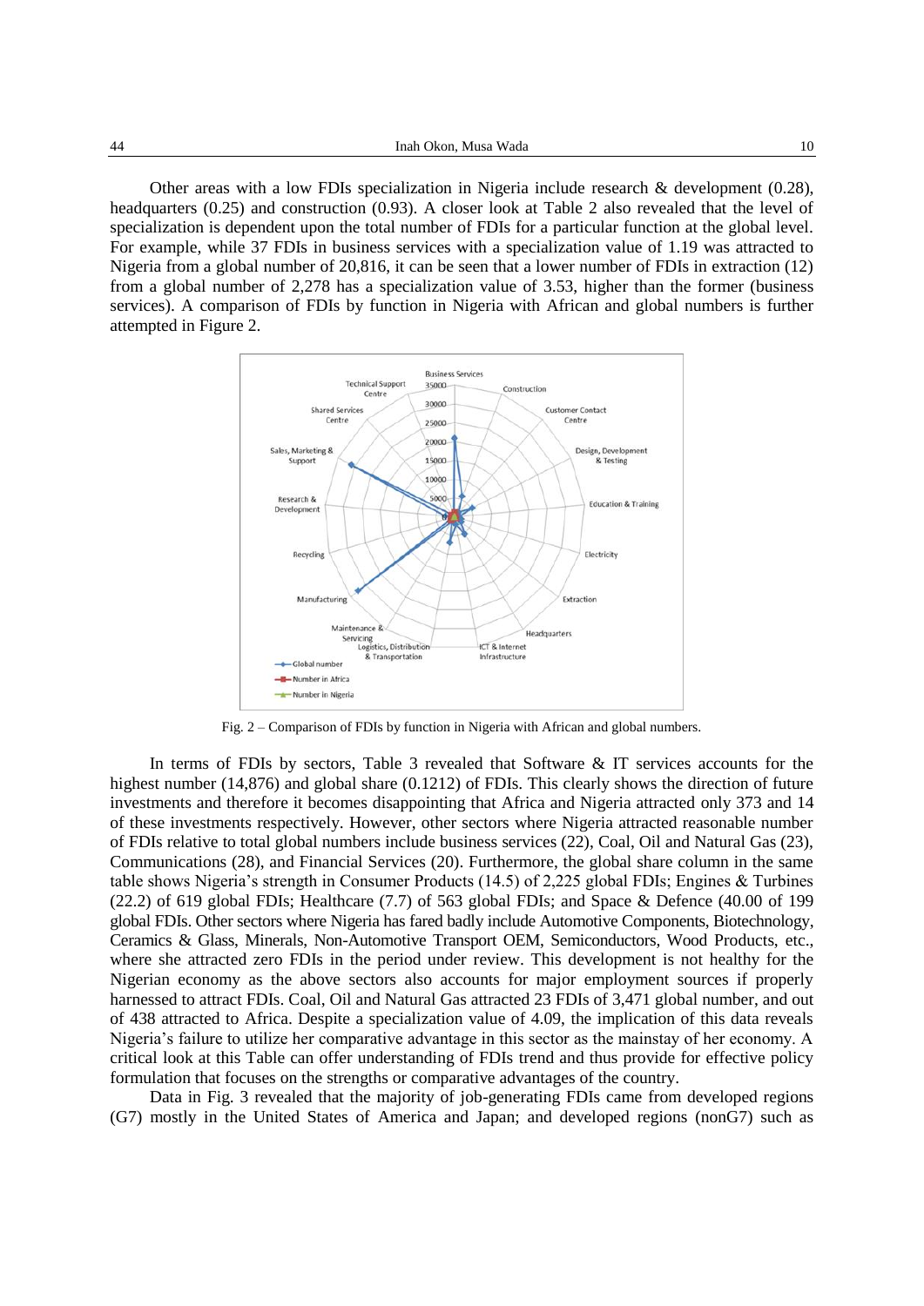Other areas with a low FDIs specialization in Nigeria include research & development (0.28), headquarters (0.25) and construction (0.93). A closer look at Table 2 also revealed that the level of specialization is dependent upon the total number of FDIs for a particular function at the global level. For example, while 37 FDIs in business services with a specialization value of 1.19 was attracted to Nigeria from a global number of 20,816, it can be seen that a lower number of FDIs in extraction (12) from a global number of 2,278 has a specialization value of 3.53, higher than the former (business services). A comparison of FDIs by function in Nigeria with African and global numbers is further attempted in Figure 2.

Fig. 2 – Comparison of FDIs by function in Nigeria with African and global numbers.

In terms of FDIs by sectors, Table 3 revealed that Software & IT services accounts for the highest number (14,876) and global share (0.1212) of FDIs. This clearly shows the direction of future investments and therefore it becomes disappointing that Africa and Nigeria attracted only 373 and 14 of these investments respectively. However, other sectors where Nigeria attracted reasonable number of FDIs relative to total global numbers include business services (22), Coal, Oil and Natural Gas (23), Communications (28), and Financial Services (20). Furthermore, the global share column in the same table shows Nigeria's strength in Consumer Products (14.5) of 2,225 global FDIs; Engines & Turbines (22.2) of 619 global FDIs; Healthcare (7.7) of 563 global FDIs; and Space & Defence (40.00 of 199 global FDIs. Other sectors where Nigeria has fared badly include Automotive Components, Biotechnology, Ceramics & Glass, Minerals, Non-Automotive Transport OEM, Semiconductors, Wood Products, etc., where she attracted zero FDIs in the period under review. This development is not healthy for the Nigerian economy as the above sectors also accounts for major employment sources if properly harnessed to attract FDIs. Coal, Oil and Natural Gas attracted 23 FDIs of 3,471 global number, and out of 438 attracted to Africa. Despite a specialization value of 4.09, the implication of this data reveals Nigeria's failure to utilize her comparative advantage in this sector as the mainstay of her economy. A critical look at this Table can offer understanding of FDIs trend and thus provide for effective policy formulation that focuses on the strengths or comparative advantages of the country.

Data in Fig. 3 revealed that the majority of job-generating FDIs came from developed regions (G7) mostly in the United States of America and Japan; and developed regions (nonG7) such as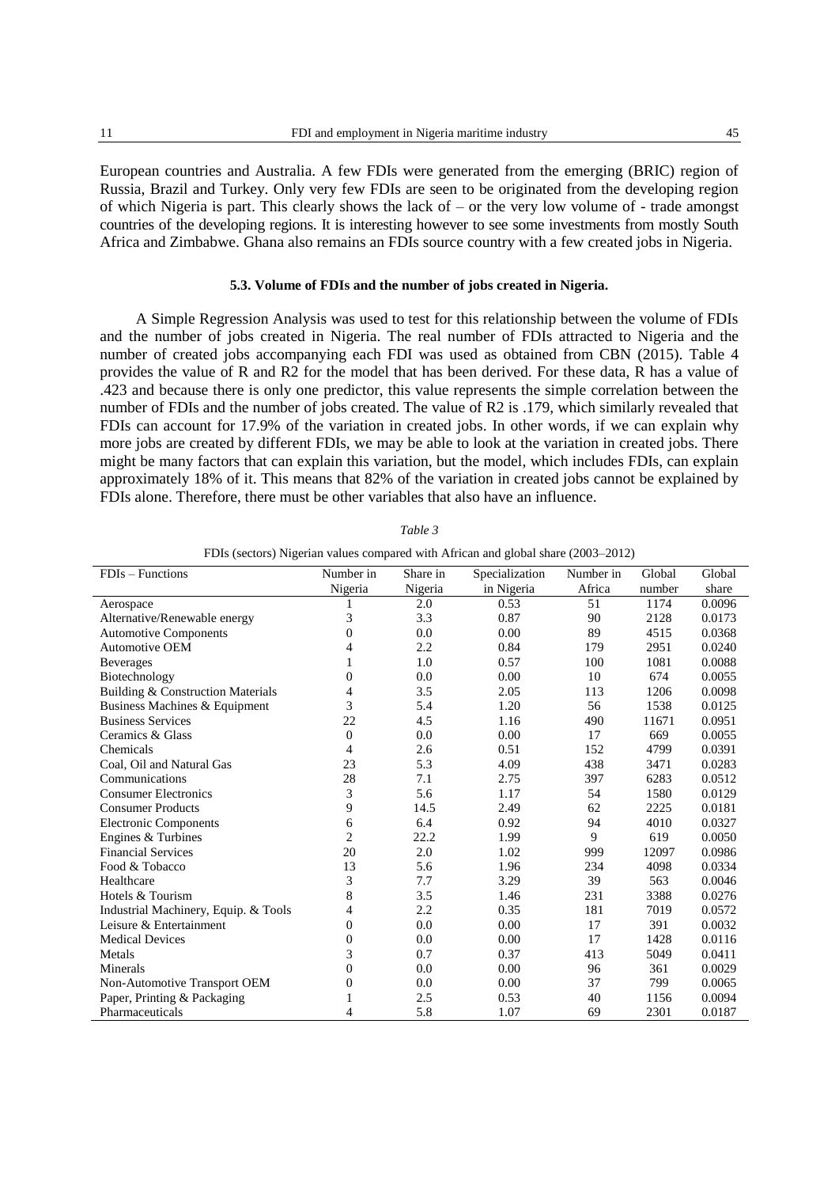European countries and Australia. A few FDIs were generated from the emerging (BRIC) region of Russia, Brazil and Turkey. Only very few FDIs are seen to be originated from the developing region of which Nigeria is part. This clearly shows the lack of – or the very low volume of - trade amongst countries of the developing regions. It is interesting however to see some investments from mostly South Africa and Zimbabwe. Ghana also remains an FDIs source country with a few created jobs in Nigeria.

### 5.3. Volume of FDIs and the number of jobs created in Nigeria.

A Simple Regression Analysis was used to test for this relationship between the volume of FDIs and the number of jobs created in Nigeria. The real number of FDIs attracted to Nigeria and the number of created jobs accompanying each FDI was used as obtained from CBN (2015). Table 4 provides the value of R and R2 for the model that has been derived. For these data, R has a value of .423 and because there is only one predictor, this value represents the simple correlation between the number of FDIs and the number of jobs created. The value of R2 is .179, which similarly revealed that FDIs can account for 17.9% of the variation in created jobs. In other words, if we can explain why more jobs are created by different FDIs, we may be able to look at the variation in created jobs. There might be many factors that can explain this variation, but the model, which includes FDIs, can explain approximately 18% of it. This means that 82% of the variation in created jobs cannot be explained by FDIs alone. Therefore, there must be other variables that also have an influence.

*Table 3*

FDIs (sectors) Nigerian values compared with African and global share (2003–2012)

| FDIs – Functions | Number in Nigeria | Share in Nigeria | Specialization in Nigeria | Number in Africa | Global number | Global share |
|---|---|---|---|---|---|---|
| Aerospace | 1 | 2.0 | 0.53 | 51 | 1174 | 0.0096 |
| Alternative/Renewable energy | 3 | 3.3 | 0.87 | 90 | 2128 | 0.0173 |
| Automotive Components | 0 | 0.0 | 0.00 | 89 | 4515 | 0.0368 |
| Automotive OEM | 4 | 2.2 | 0.84 | 179 | 2951 | 0.0240 |
| Beverages | 1 | 1.0 | 0.57 | 100 | 1081 | 0.0088 |
| Biotechnology | 0 | 0.0 | 0.00 | 10 | 674 | 0.0055 |
| Building & Construction Materials | 4 | 3.5 | 2.05 | 113 | 1206 | 0.0098 |
| Business Machines & Equipment | 3 | 5.4 | 1.20 | 56 | 1538 | 0.0125 |
| Business Services | 22 | 4.5 | 1.16 | 490 | 11671 | 0.0951 |
| Ceramics & Glass | 0 | 0.0 | 0.00 | 17 | 669 | 0.0055 |
| Chemicals | 4 | 2.6 | 0.51 | 152 | 4799 | 0.0391 |
| Coal, Oil and Natural Gas | 23 | 5.3 | 4.09 | 438 | 3471 | 0.0283 |
| Communications | 28 | 7.1 | 2.75 | 397 | 6283 | 0.0512 |
| Consumer Electronics | 3 | 5.6 | 1.17 | 54 | 1580 | 0.0129 |
| Consumer Products | 9 | 14.5 | 2.49 | 62 | 2225 | 0.0181 |
| Electronic Components | 6 | 6.4 | 0.92 | 94 | 4010 | 0.0327 |
| Engines & Turbines | 2 | 22.2 | 1.99 | 9 | 619 | 0.0050 |
| Financial Services | 20 | 2.0 | 1.02 | 999 | 12097 | 0.0986 |
| Food & Tobacco | 13 | 5.6 | 1.96 | 234 | 4098 | 0.0334 |
| Healthcare | 3 | 7.7 | 3.29 | 39 | 563 | 0.0046 |
| Hotels & Tourism | 8 | 3.5 | 1.46 | 231 | 3388 | 0.0276 |
| Industrial Machinery, Equip. & Tools | 4 | 2.2 | 0.35 | 181 | 7019 | 0.0572 |
| Leisure & Entertainment | 0 | 0.0 | 0.00 | 17 | 391 | 0.0032 |
| Medical Devices | 0 | 0.0 | 0.00 | 17 | 1428 | 0.0116 |
| Metals | 3 | 0.7 | 0.37 | 413 | 5049 | 0.0411 |
| Minerals | 0 | 0.0 | 0.00 | 96 | 361 | 0.0029 |
| Non-Automotive Transport OEM | 0 | 0.0 | 0.00 | 37 | 799 | 0.0065 |
| Paper, Printing & Packaging | 1 | 2.5 | 0.53 | 40 | 1156 | 0.0094 |
| Pharmaceuticals | 4 | 5.8 | 1.07 | 69 | 2301 | 0.0187 |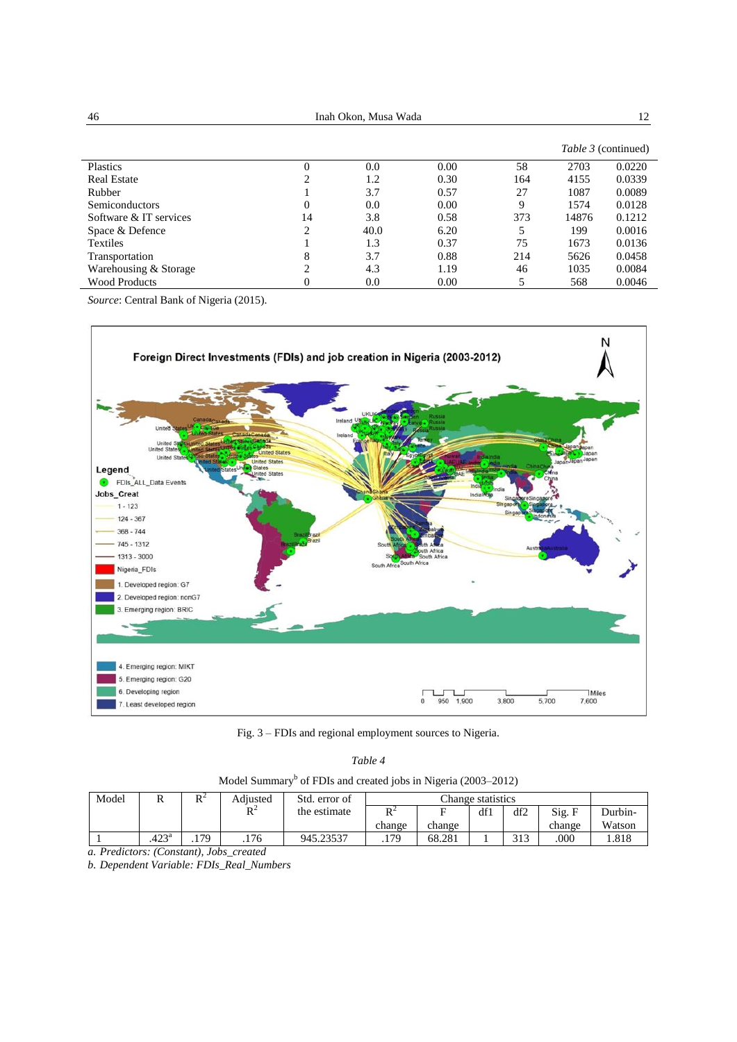*Table 3* (continued)

| | | | | | | |
|---|---|---|---|---|---|---|
| Plastics | 0 | 0.0 | 0.00 | 58 | 2703 | 0.0220 |
| Real Estate | 2 | 1.2 | 0.30 | 164 | 4155 | 0.0339 |
| Rubber | 1 | 3.7 | 0.57 | 27 | 1087 | 0.0089 |
| Semiconductors | 0 | 0.0 | 0.00 | 9 | 1574 | 0.0128 |
| Software & IT services | 14 | 3.8 | 0.58 | 373 | 14876 | 0.1212 |
| Space & Defence | 2 | 40.0 | 6.20 | 5 | 199 | 0.0016 |
| Textiles | 1 | 1.3 | 0.37 | 75 | 1673 | 0.0136 |
| Transportation | 8 | 3.7 | 0.88 | 214 | 5626 | 0.0458 |
| Warehousing & Storage | 2 | 4.3 | 1.19 | 46 | 1035 | 0.0084 |
| Wood Products | 0 | 0.0 | 0.00 | 5 | 568 | 0.0046 |

*Source*: Central Bank of Nigeria (2015).

Fig. 3 – FDIs and regional employment sources to Nigeria.

*Table 4*

Model Summary[b] of FDIs and created jobs in Nigeria (2003–2012)

| Model | R | $R^2$ | Adjusted $R^2$ | Std. error of the estimate | Change statistics | | | | | Durbin-Watson |
|---|---|---|---|---|---|---|---|---|---|---|
| | | | | | $R^2$ change | F change | df1 | df2 | Sig. F change | |
| 1 | .423[a] | .179 | .176 | 945.23537 | .179 | 68.281 | 1 | 313 | .000 | 1.818 |

*a. Predictors: (Constant), Jobs_created*

*b. Dependent Variable: FDIs_Real_Numbers*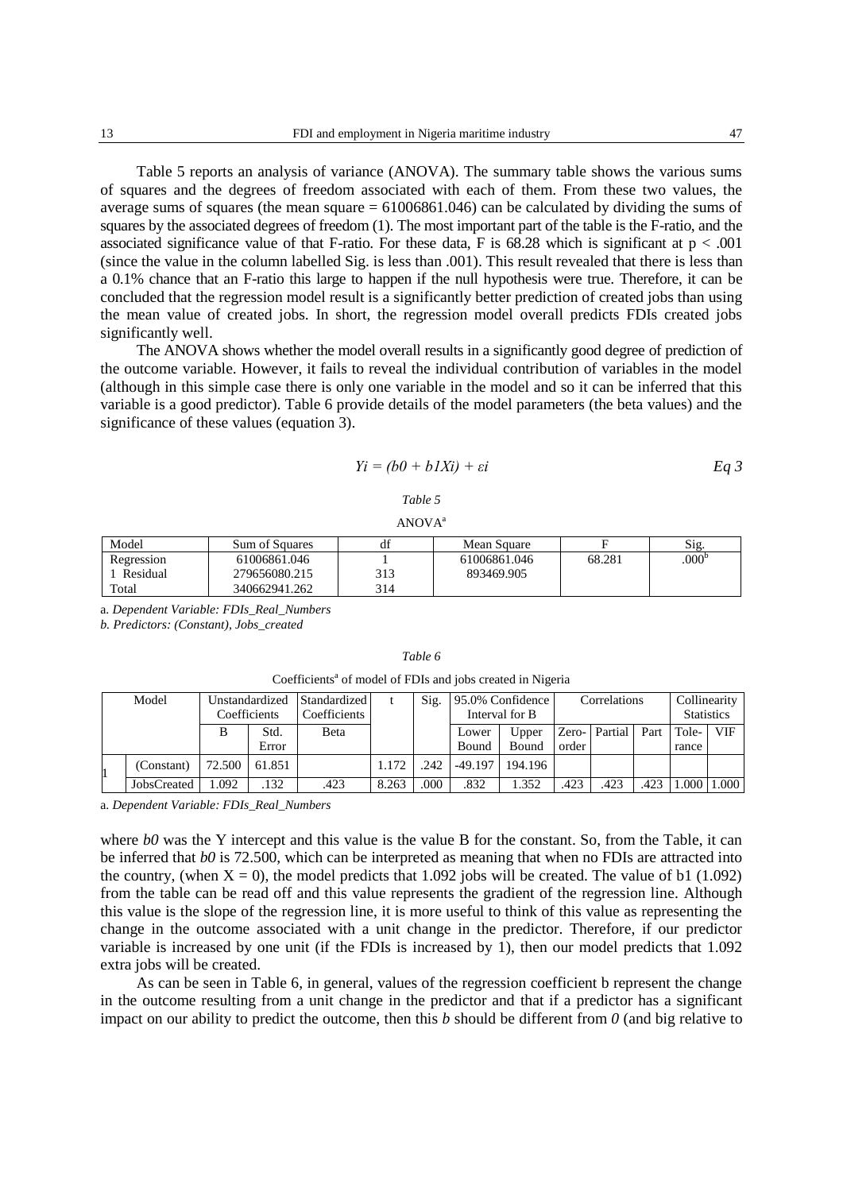Table 5 reports an analysis of variance (ANOVA). The summary table shows the various sums of squares and the degrees of freedom associated with each of them. From these two values, the average sums of squares (the mean square = 61006861.046) can be calculated by dividing the sums of squares by the associated degrees of freedom (1). The most important part of the table is the F-ratio, and the associated significance value of that F-ratio. For these data, F is 68.28 which is significant at $p < .001$ (since the value in the column labelled Sig. is less than .001). This result revealed that there is less than a 0.1% chance that an F-ratio this large to happen if the null hypothesis were true. Therefore, it can be concluded that the regression model result is a significantly better prediction of created jobs than using the mean value of created jobs. In short, the regression model overall predicts FDIs created jobs significantly well.

The ANOVA shows whether the model overall results in a significantly good degree of prediction of the outcome variable. However, it fails to reveal the individual contribution of variables in the model (although in this simple case there is only one variable in the model and so it can be inferred that this variable is a good predictor). Table 6 provide details of the model parameters (the beta values) and the significance of these values (equation 3).

$$Yi = (b0 + b1Xi) + \varepsilon i \qquad Eq\ 3$$

*Table 5*

ANOVA[a]

| Model | Sum of Squares | df | Mean Square | F | Sig. |
|---|---|---|---|---|---|
| Regression | 61006861.046 | 1 | 61006861.046 | 68.281 | .000[b] |
| 1 Residual | 279656080.215 | 313 | 893469.905 | | |
| Total | 340662941.262 | 314 | | | |

a. *Dependent Variable: FDIs_Real_Numbers*

*b. Predictors: (Constant), Jobs_created*

*Table 6*

Coefficients[a] of model of FDIs and jobs created in Nigeria

| Model | | Unstandardized Coefficients | | Standardized Coefficients | t | Sig. | 95.0% Confidence Interval for B | | Correlations | | | Collinearity Statistics | |
|---|---|---|---|---|---|---|---|---|---|---|---|---|---|
| | | B | Std. Error | Beta | | | Lower Bound | Upper Bound | Zero-order | Partial | Part | Tolerance | VIF |
| 1 | (Constant) | 72.500 | 61.851 | | 1.172 | .242 | -49.197 | 194.196 | | | | | |
| | JobsCreated | 1.092 | .132 | .423 | 8.263 | .000 | .832 | 1.352 | .423 | .423 | .423 | 1.000 | 1.000 |

a. *Dependent Variable: FDIs_Real_Numbers*

where *b0* was the Y intercept and this value is the value B for the constant. So, from the Table, it can be inferred that *b0* is 72.500, which can be interpreted as meaning that when no FDIs are attracted into the country, (when X = 0), the model predicts that 1.092 jobs will be created. The value of b1 (1.092) from the table can be read off and this value represents the gradient of the regression line. Although this value is the slope of the regression line, it is more useful to think of this value as representing the change in the outcome associated with a unit change in the predictor. Therefore, if our predictor variable is increased by one unit (if the FDIs is increased by 1), then our model predicts that 1.092 extra jobs will be created.

As can be seen in Table 6, in general, values of the regression coefficient b represent the change in the outcome resulting from a unit change in the predictor and that if a predictor has a significant impact on our ability to predict the outcome, then this *b* should be different from *0* (and big relative to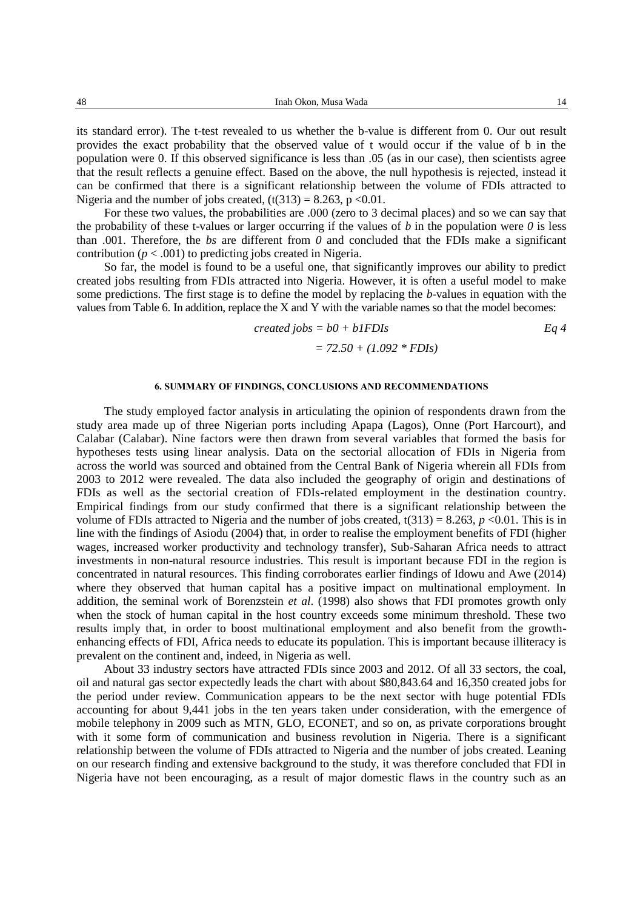its standard error). The t-test revealed to us whether the b-value is different from 0. Our out result provides the exact probability that the observed value of t would occur if the value of b in the population were 0. If this observed significance is less than .05 (as in our case), then scientists agree that the result reflects a genuine effect. Based on the above, the null hypothesis is rejected, instead it can be confirmed that there is a significant relationship between the volume of FDIs attracted to Nigeria and the number of jobs created, ($t(313) = 8.263$, $p < 0.01$.

For these two values, the probabilities are .000 (zero to 3 decimal places) and so we can say that the probability of these t-values or larger occurring if the values of *b* in the population were *0* is less than .001. Therefore, the *bs* are different from *0* and concluded that the FDIs make a significant contribution ($p < .001$) to predicting jobs created in Nigeria.

So far, the model is found to be a useful one, that significantly improves our ability to predict created jobs resulting from FDIs attracted into Nigeria. However, it is often a useful model to make some predictions. The first stage is to define the model by replacing the *b*-values in equation with the values from Table 6. In addition, replace the X and Y with the variable names so that the model becomes:

$$\text{created jobs} = b0 + b1FDIs \qquad \text{Eq 4}$$

$$= 72.50 + (1.092 * FDIs)$$

## 6. SUMMARY OF FINDINGS, CONCLUSIONS AND RECOMMENDATIONS

The study employed factor analysis in articulating the opinion of respondents drawn from the study area made up of three Nigerian ports including Apapa (Lagos), Onne (Port Harcourt), and Calabar (Calabar). Nine factors were then drawn from several variables that formed the basis for hypotheses tests using linear analysis. Data on the sectorial allocation of FDIs in Nigeria from across the world was sourced and obtained from the Central Bank of Nigeria wherein all FDIs from 2003 to 2012 were revealed. The data also included the geography of origin and destinations of FDIs as well as the sectorial creation of FDIs-related employment in the destination country. Empirical findings from our study confirmed that there is a significant relationship between the volume of FDIs attracted to Nigeria and the number of jobs created, $t(313) = 8.263$, $p < 0.01$. This is in line with the findings of Asiodu (2004) that, in order to realise the employment benefits of FDI (higher wages, increased worker productivity and technology transfer), Sub-Saharan Africa needs to attract investments in non-natural resource industries. This result is important because FDI in the region is concentrated in natural resources. This finding corroborates earlier findings of Idowu and Awe (2014) where they observed that human capital has a positive impact on multinational employment. In addition, the seminal work of Borenzstein *et al*. (1998) also shows that FDI promotes growth only when the stock of human capital in the host country exceeds some minimum threshold. These two results imply that, in order to boost multinational employment and also benefit from the growth-enhancing effects of FDI, Africa needs to educate its population. This is important because illiteracy is prevalent on the continent and, indeed, in Nigeria as well.

About 33 industry sectors have attracted FDIs since 2003 and 2012. Of all 33 sectors, the coal, oil and natural gas sector expectedly leads the chart with about \$80,843.64 and 16,350 created jobs for the period under review. Communication appears to be the next sector with huge potential FDIs accounting for about 9,441 jobs in the ten years taken under consideration, with the emergence of mobile telephony in 2009 such as MTN, GLO, ECONET, and so on, as private corporations brought with it some form of communication and business revolution in Nigeria. There is a significant relationship between the volume of FDIs attracted to Nigeria and the number of jobs created. Leaning on our research finding and extensive background to the study, it was therefore concluded that FDI in Nigeria have not been encouraging, as a result of major domestic flaws in the country such as an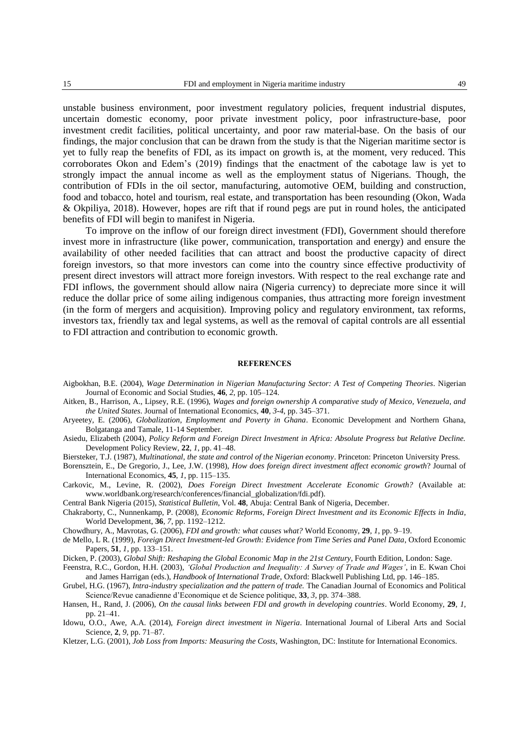unstable business environment, poor investment regulatory policies, frequent industrial disputes, uncertain domestic economy, poor private investment policy, poor infrastructure-base, poor investment credit facilities, political uncertainty, and poor raw material-base. On the basis of our findings, the major conclusion that can be drawn from the study is that the Nigerian maritime sector is yet to fully reap the benefits of FDI, as its impact on growth is, at the moment, very reduced. This corroborates Okon and Edem's (2019) findings that the enactment of the cabotage law is yet to strongly impact the annual income as well as the employment status of Nigerians. Though, the contribution of FDIs in the oil sector, manufacturing, automotive OEM, building and construction, food and tobacco, hotel and tourism, real estate, and transportation has been resounding (Okon, Wada & Okpiliya, 2018). However, hopes are rift that if round pegs are put in round holes, the anticipated benefits of FDI will begin to manifest in Nigeria.

To improve on the inflow of our foreign direct investment (FDI), Government should therefore invest more in infrastructure (like power, communication, transportation and energy) and ensure the availability of other needed facilities that can attract and boost the productive capacity of direct foreign investors, so that more investors can come into the country since effective productivity of present direct investors will attract more foreign investors. With respect to the real exchange rate and FDI inflows, the government should allow naira (Nigeria currency) to depreciate more since it will reduce the dollar price of some ailing indigenous companies, thus attracting more foreign investment (in the form of mergers and acquisition). Improving policy and regulatory environment, tax reforms, investors tax, friendly tax and legal systems, as well as the removal of capital controls are all essential to FDI attraction and contribution to economic growth.

## REFERENCES

Aigbokhan, B.E. (2004), *Wage Determination in Nigerian Manufacturing Sector: A Test of Competing Theories*. Nigerian Journal of Economic and Social Studies, **46**, *2*, pp. 105–124.

Aitken, B., Harrison, A., Lipsey, R.E. (1996), *Wages and foreign ownership A comparative study of Mexico, Venezuela, and the United States*. Journal of International Economics, **40**, *3-4*, pp. 345–371.

Aryeetey, E. (2006), *Globalization, Employment and Poverty in Ghana*. Economic Development and Northern Ghana, Bolgatanga and Tamale, 11-14 September.

Asiedu, Elizabeth (2004), *Policy Reform and Foreign Direct Investment in Africa: Absolute Progress but Relative Decline.* Development Policy Review, **22**, *1*, pp. 41–48.

Biersteker, T.J. (1987), *Multinational, the state and control of the Nigerian economy*. Princeton: Princeton University Press.

Borensztein, E., De Gregorio, J., Lee, J.W. (1998), *How does foreign direct investment affect economic growth*? Journal of International Economics, **45**, *1*, pp. 115–135.

Carkovic, M., Levine, R. (2002), *Does Foreign Direct Investment Accelerate Economic Growth?* (Available at: www.worldbank.org/research/conferences/financial_globalization/fdi.pdf).

Central Bank Nigeria (2015), *Statistical Bulletin*, Vol. **48**, Abuja: Central Bank of Nigeria, December.

Chakraborty, C., Nunnenkamp, P. (2008), *Economic Reforms, Foreign Direct Investment and its Economic Effects in India*, World Development, **36**, *7*, pp. 1192–1212.

Chowdhury, A., Mavrotas, G. (2006), *FDI and growth: what causes what?* World Economy, **29**, *1*, pp. 9–19.

de Mello, L R. (1999), *Foreign Direct Investment-led Growth: Evidence from Time Series and Panel Data*, Oxford Economic Papers, **51**, *1*, pp. 133–151.

Dicken, P. (2003), *Global Shift: Reshaping the Global Economic Map in the 21st Century*, Fourth Edition, London: Sage.

Feenstra, R.C., Gordon, H.H. (2003), *'Global Production and Inequality: A Survey of Trade and Wages'*, in E. Kwan Choi and James Harrigan (eds.), *Handbook of International Trade*, Oxford: Blackwell Publishing Ltd, pp. 146–185.

Grubel, H.G. (1967), *Intra-industry specialization and the pattern of trade.* The Canadian Journal of Economics and Political Science/Revue canadienne d'Economique et de Science politique, **33**, *3*, pp. 374–388.

Hansen, H., Rand, J. (2006), *On the causal links between FDI and growth in developing countries*. World Economy, **29**, *1*, pp. 21–41.

Idowu, O.O., Awe, A.A. (2014), *Foreign direct investment in Nigeria*. International Journal of Liberal Arts and Social Science, **2**, *9*, pp. 71–87.

Kletzer, L.G. (2001), *Job Loss from Imports: Measuring the Costs*, Washington, DC: Institute for International Economics.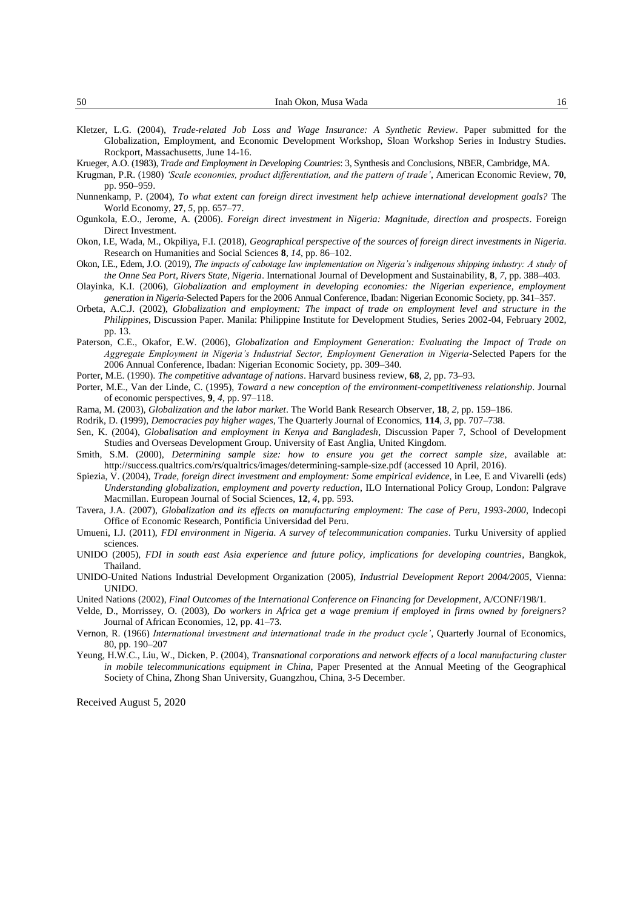Kletzer, L.G. (2004), *Trade-related Job Loss and Wage Insurance: A Synthetic Review*. Paper submitted for the Globalization, Employment, and Economic Development Workshop, Sloan Workshop Series in Industry Studies. Rockport, Massachusetts, June 14-16.

Krueger, A.O. (1983), *Trade and Employment in Developing Countries*: 3, Synthesis and Conclusions, NBER, Cambridge, MA.

Krugman, P.R. (1980) *'Scale economies, product differentiation, and the pattern of trade'*, American Economic Review, **70**, pp. 950–959.

Nunnenkamp, P. (2004), *To what extent can foreign direct investment help achieve international development goals?* The World Economy, **27**, *5*, pp. 657–77.

Ogunkola, E.O., Jerome, A. (2006). *Foreign direct investment in Nigeria: Magnitude, direction and prospects*. Foreign Direct Investment.

Okon, I.E, Wada, M., Okpiliya, F.I. (2018), *Geographical perspective of the sources of foreign direct investments in Nigeria*. Research on Humanities and Social Sciences **8**, *14*, pp. 86–102.

Okon, I.E., Edem, J.O. (2019), *The impacts of cabotage law implementation on Nigeria's indigenous shipping industry: A study of the Onne Sea Port, Rivers State, Nigeria*. International Journal of Development and Sustainability, **8**, *7*, pp. 388–403.

Olayinka, K.I. (2006), *Globalization and employment in developing economies: the Nigerian experience, employment generation in Nigeria*-Selected Papers for the 2006 Annual Conference, Ibadan: Nigerian Economic Society, pp. 341–357.

Orbeta, A.C.J. (2002), *Globalization and employment: The impact of trade on employment level and structure in the Philippines*, Discussion Paper. Manila: Philippine Institute for Development Studies, Series 2002-04, February 2002, pp. 13.

Paterson, C.E., Okafor, E.W. (2006), *Globalization and Employment Generation: Evaluating the Impact of Trade on Aggregate Employment in Nigeria's Industrial Sector, Employment Generation in Nigeria*-Selected Papers for the 2006 Annual Conference, Ibadan: Nigerian Economic Society, pp. 309–340.

Porter, M.E. (1990). *The competitive advantage of nations*. Harvard business review, **68**, *2*, pp. 73–93.

Porter, M.E., Van der Linde, C. (1995), *Toward a new conception of the environment-competitiveness relationship*. Journal of economic perspectives, **9**, *4*, pp. 97–118.

Rama, M. (2003), *Globalization and the labor market*. The World Bank Research Observer, **18**, *2*, pp. 159–186.

Rodrik, D. (1999), *Democracies pay higher wages*, The Quarterly Journal of Economics, **114**, *3*, pp. 707–738.

Sen, K. (2004), *Globalisation and employment in Kenya and Bangladesh*, Discussion Paper 7, School of Development Studies and Overseas Development Group. University of East Anglia, United Kingdom.

Smith, S.M. (2000), *Determining sample size: how to ensure you get the correct sample size*, available at: http://success.qualtrics.com/rs/qualtrics/images/determining-sample-size.pdf (accessed 10 April, 2016).

Spiezia, V. (2004), *Trade, foreign direct investment and employment: Some empirical evidence*, in Lee, E and Vivarelli (eds) *Understanding globalization, employment and poverty reduction*, ILO International Policy Group, London: Palgrave Macmillan. European Journal of Social Sciences, **12**, *4*, pp. 593.

Tavera, J.A. (2007), *Globalization and its effects on manufacturing employment: The case of Peru, 1993-2000*, Indecopi Office of Economic Research, Pontificia Universidad del Peru.

Umueni, I.J. (2011), *FDI environment in Nigeria. A survey of telecommunication companies*. Turku University of applied sciences.

UNIDO (2005), *FDI in south east Asia experience and future policy, implications for developing countries*, Bangkok, Thailand.

UNIDO-United Nations Industrial Development Organization (2005), *Industrial Development Report 2004/2005*, Vienna: UNIDO.

United Nations (2002), *Final Outcomes of the International Conference on Financing for Development*, A/CONF/198/1.

Velde, D., Morrissey, O. (2003), *Do workers in Africa get a wage premium if employed in firms owned by foreigners?* Journal of African Economies, 12, pp. 41–73.

Vernon, R. (1966) *International investment and international trade in the product cycle'*, Quarterly Journal of Economics, 80, pp. 190–207

Yeung, H.W.C., Liu, W., Dicken, P. (2004), *Transnational corporations and network effects of a local manufacturing cluster in mobile telecommunications equipment in China*, Paper Presented at the Annual Meeting of the Geographical Society of China, Zhong Shan University, Guangzhou, China, 3-5 December.

Received August 5, 2020